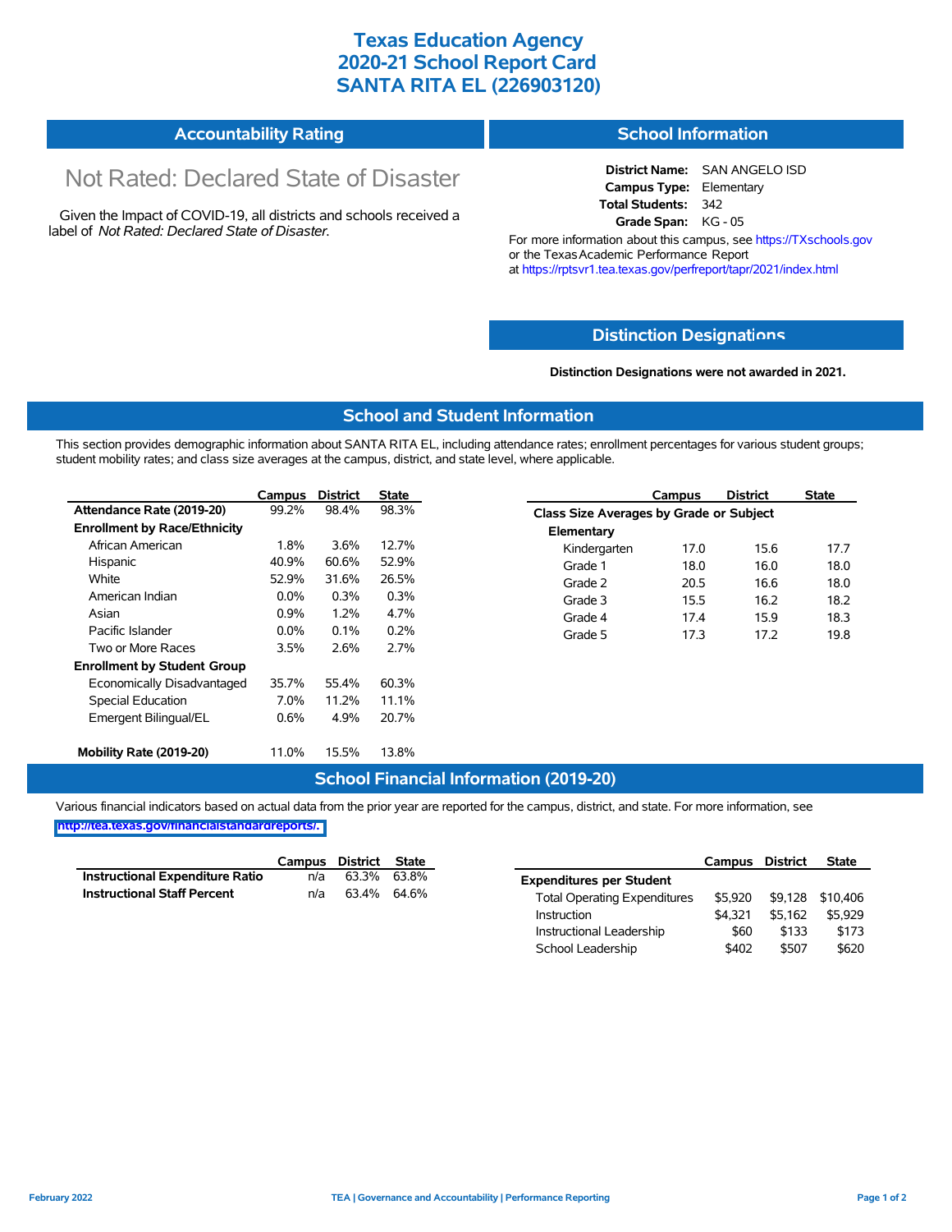# Texas Education Agency
# 2020-21 School Report Card
# SANTA RITA EL (226903120)

## Accountability Rating

Not Rated: Declared State of Disaster

Given the Impact of COVID-19, all districts and schools received a label of *Not Rated: Declared State of Disaster*.

## School Information

**District Name:** SAN ANGELO ISD
**Campus Type:** Elementary
**Total Students:** 342
**Grade Span:** KG - 05

For more information about this campus, see https://TXschools.gov or the Texas Academic Performance Report at https://rptsvr1.tea.texas.gov/perfreport/tapr/2021/index.html

## Distinction Designations

**Distinction Designations were not awarded in 2021.**

## School and Student Information

This section provides demographic information about SANTA RITA EL, including attendance rates; enrollment percentages for various student groups; student mobility rates; and class size averages at the campus, district, and state level, where applicable.

| | Campus | District | State |
|---|---|---|---|
| **Attendance Rate (2019-20)** | 99.2% | 98.4% | 98.3% |
| **Enrollment by Race/Ethnicity** | | | |
| African American | 1.8% | 3.6% | 12.7% |
| Hispanic | 40.9% | 60.6% | 52.9% |
| White | 52.9% | 31.6% | 26.5% |
| American Indian | 0.0% | 0.3% | 0.3% |
| Asian | 0.9% | 1.2% | 4.7% |
| Pacific Islander | 0.0% | 0.1% | 0.2% |
| Two or More Races | 3.5% | 2.6% | 2.7% |
| **Enrollment by Student Group** | | | |
| Economically Disadvantaged | 35.7% | 55.4% | 60.3% |
| Special Education | 7.0% | 11.2% | 11.1% |
| Emergent Bilingual/EL | 0.6% | 4.9% | 20.7% |
| **Mobility Rate (2019-20)** | 11.0% | 15.5% | 13.8% |

| | Campus | District | State |
|---|---|---|---|
| **Class Size Averages by Grade or Subject** | | | |
| **Elementary** | | | |
| Kindergarten | 17.0 | 15.6 | 17.7 |
| Grade 1 | 18.0 | 16.0 | 18.0 |
| Grade 2 | 20.5 | 16.6 | 18.0 |
| Grade 3 | 15.5 | 16.2 | 18.2 |
| Grade 4 | 17.4 | 15.9 | 18.3 |
| Grade 5 | 17.3 | 17.2 | 19.8 |

## School Financial Information (2019-20)

Various financial indicators based on actual data from the prior year are reported for the campus, district, and state. For more information, see http://tea.texas.gov/financialstandardreports/.

| | Campus | District | State |
|---|---|---|---|
| **Instructional Expenditure Ratio** | n/a | 63.3% | 63.8% |
| **Instructional Staff Percent** | n/a | 63.4% | 64.6% |

| | Campus | District | State |
|---|---|---|---|
| **Expenditures per Student** | | | |
| Total Operating Expenditures | $5,920 | $9,128 | $10,406 |
| Instruction | $4,321 | $5,162 | $5,929 |
| Instructional Leadership | $60 | $133 | $173 |
| School Leadership | $402 | $507 | $620 |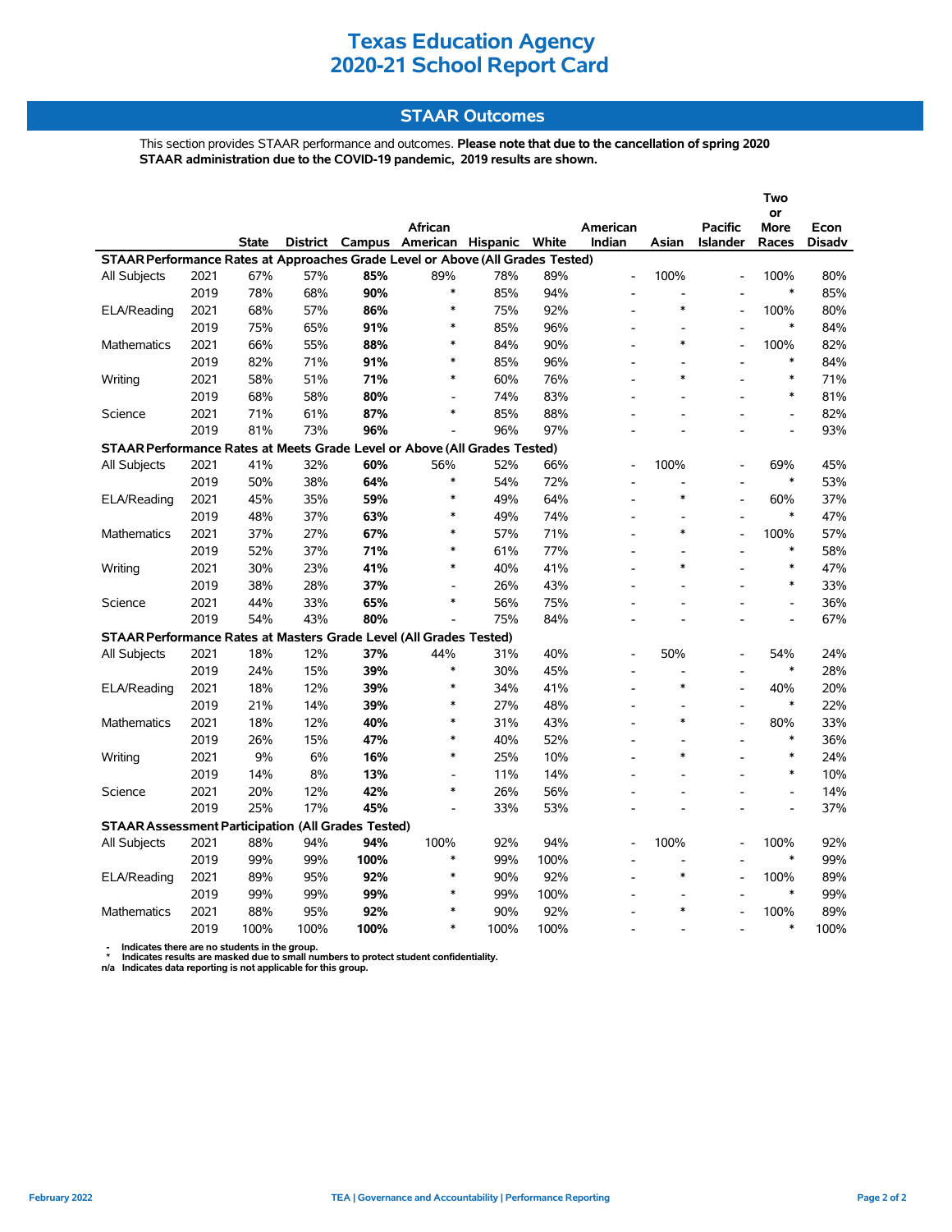# Texas Education Agency
# 2020-21 School Report Card

## STAAR Outcomes

This section provides STAAR performance and outcomes. **Please note that due to the cancellation of spring 2020 STAAR administration due to the COVID-19 pandemic, 2019 results are shown.**

| | | State | District | Campus | African American | Hispanic | White | American Indian | Asian | Pacific Islander | Two or More Races | Econ Disadv |
|---|---|---|---|---|---|---|---|---|---|---|---|---|
| **STAAR Performance Rates at Approaches Grade Level or Above (All Grades Tested)** | | | | | | | | | | | | |
| All Subjects | 2021 | 67% | 57% | **85%** | 89% | 78% | 89% | - | 100% | - | 100% | 80% |
| | 2019 | 78% | 68% | **90%** | * | 85% | 94% | - | - | - | * | 85% |
| ELA/Reading | 2021 | 68% | 57% | **86%** | * | 75% | 92% | - | * | - | 100% | 80% |
| | 2019 | 75% | 65% | **91%** | * | 85% | 96% | - | - | - | * | 84% |
| Mathematics | 2021 | 66% | 55% | **88%** | * | 84% | 90% | - | * | - | 100% | 82% |
| | 2019 | 82% | 71% | **91%** | * | 85% | 96% | - | - | - | * | 84% |
| Writing | 2021 | 58% | 51% | **71%** | * | 60% | 76% | - | * | - | * | 71% |
| | 2019 | 68% | 58% | **80%** | - | 74% | 83% | - | - | - | * | 81% |
| Science | 2021 | 71% | 61% | **87%** | * | 85% | 88% | - | - | - | - | 82% |
| | 2019 | 81% | 73% | **96%** | - | 96% | 97% | - | - | - | - | 93% |
| **STAAR Performance Rates at Meets Grade Level or Above (All Grades Tested)** | | | | | | | | | | | | |
| All Subjects | 2021 | 41% | 32% | **60%** | 56% | 52% | 66% | - | 100% | - | 69% | 45% |
| | 2019 | 50% | 38% | **64%** | * | 54% | 72% | - | - | - | * | 53% |
| ELA/Reading | 2021 | 45% | 35% | **59%** | * | 49% | 64% | - | * | - | 60% | 37% |
| | 2019 | 48% | 37% | **63%** | * | 49% | 74% | - | - | - | * | 47% |
| Mathematics | 2021 | 37% | 27% | **67%** | * | 57% | 71% | - | * | - | 100% | 57% |
| | 2019 | 52% | 37% | **71%** | * | 61% | 77% | - | - | - | * | 58% |
| Writing | 2021 | 30% | 23% | **41%** | * | 40% | 41% | - | * | - | * | 47% |
| | 2019 | 38% | 28% | **37%** | - | 26% | 43% | - | - | - | * | 33% |
| Science | 2021 | 44% | 33% | **65%** | * | 56% | 75% | - | - | - | - | 36% |
| | 2019 | 54% | 43% | **80%** | - | 75% | 84% | - | - | - | - | 67% |
| **STAAR Performance Rates at Masters Grade Level (All Grades Tested)** | | | | | | | | | | | | |
| All Subjects | 2021 | 18% | 12% | **37%** | 44% | 31% | 40% | - | 50% | - | 54% | 24% |
| | 2019 | 24% | 15% | **39%** | * | 30% | 45% | - | - | - | * | 28% |
| ELA/Reading | 2021 | 18% | 12% | **39%** | * | 34% | 41% | - | * | - | 40% | 20% |
| | 2019 | 21% | 14% | **39%** | * | 27% | 48% | - | - | - | * | 22% |
| Mathematics | 2021 | 18% | 12% | **40%** | * | 31% | 43% | - | * | - | 80% | 33% |
| | 2019 | 26% | 15% | **47%** | * | 40% | 52% | - | - | - | * | 36% |
| Writing | 2021 | 9% | 6% | **16%** | * | 25% | 10% | - | * | - | * | 24% |
| | 2019 | 14% | 8% | **13%** | - | 11% | 14% | - | - | - | * | 10% |
| Science | 2021 | 20% | 12% | **42%** | * | 26% | 56% | - | - | - | - | 14% |
| | 2019 | 25% | 17% | **45%** | - | 33% | 53% | - | - | - | - | 37% |
| **STAAR Assessment Participation (All Grades Tested)** | | | | | | | | | | | | |
| All Subjects | 2021 | 88% | 94% | **94%** | 100% | 92% | 94% | - | 100% | - | 100% | 92% |
| | 2019 | 99% | 99% | **100%** | * | 99% | 100% | - | - | - | * | 99% |
| ELA/Reading | 2021 | 89% | 95% | **92%** | * | 90% | 92% | - | * | - | 100% | 89% |
| | 2019 | 99% | 99% | **99%** | * | 99% | 100% | - | - | - | * | 99% |
| Mathematics | 2021 | 88% | 95% | **92%** | * | 90% | 92% | - | * | - | 100% | 89% |
| | 2019 | 100% | 100% | **100%** | * | 100% | 100% | - | - | - | * | 100% |

**-** Indicates there are no students in the group.
**\*** Indicates results are masked due to small numbers to protect student confidentiality.
**n/a** Indicates data reporting is not applicable for this group.